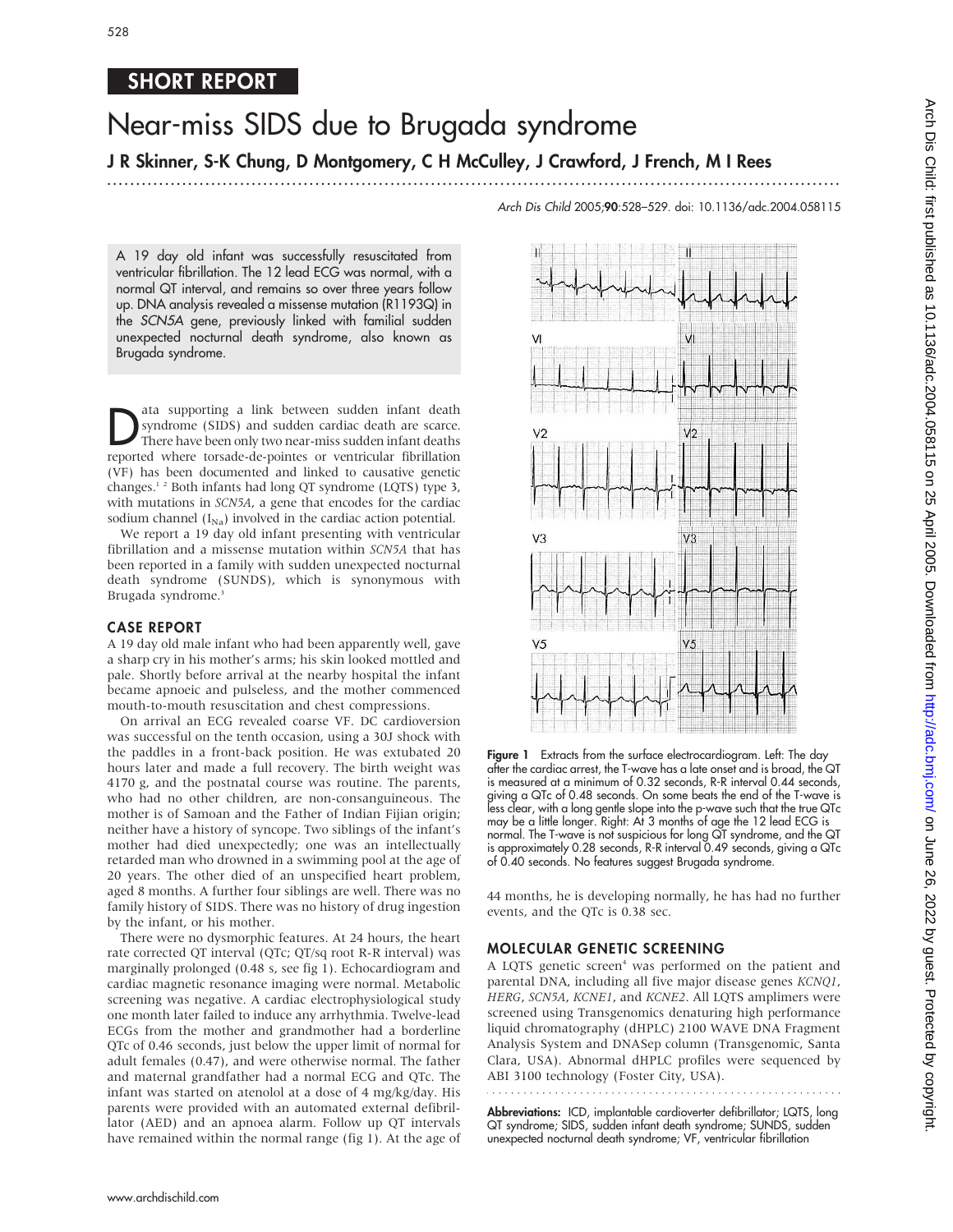## SHORT REPORT

# Near-miss SIDS due to Brugada syndrome

**J R Skinner, S-K Chung, D Montgomery, C H McCulley, J Crawford, J French, M I Rees**

A 19 day old infant was successfully resuscitated from ventricular fibrillation. The 12 lead ECG was normal, with a normal QT interval, and remains so over three years follow up. DNA analysis revealed a missense mutation (R1193Q) in the *SCN5A* gene, previously linked with familial sudden unexpected nocturnal death syndrome, also known as Brugada syndrome.

Data supporting a link between sudden infant death syndrome (SIDS) and sudden cardiac death are scarce. There have been only two near-miss sudden infant deaths reported where torsade-de-pointes or ventricular fibrillation (VF) has been documented and linked to causative genetic changes.[1 2] Both infants had long QT syndrome (LQTS) type 3, with mutations in *SCN5A*, a gene that encodes for the cardiac sodium channel ($I_{Na}$) involved in the cardiac action potential.

We report a 19 day old infant presenting with ventricular fibrillation and a missense mutation within *SCN5A* that has been reported in a family with sudden unexpected nocturnal death syndrome (SUNDS), which is synonymous with Brugada syndrome.[3]

## CASE REPORT

A 19 day old male infant who had been apparently well, gave a sharp cry in his mother's arms; his skin looked mottled and pale. Shortly before arrival at the nearby hospital the infant became apnoeic and pulseless, and the mother commenced mouth-to-mouth resuscitation and chest compressions.

On arrival an ECG revealed coarse VF. DC cardioversion was successful on the tenth occasion, using a 30J shock with the paddles in a front-back position. He was extubated 20 hours later and made a full recovery. The birth weight was 4170 g, and the postnatal course was routine. The parents, who had no other children, are non-consanguineous. The mother is of Samoan and the Father of Indian Fijian origin; neither have a history of syncope. Two siblings of the infant's mother had died unexpectedly; one was an intellectually retarded man who drowned in a swimming pool at the age of 20 years. The other died of an unspecified heart problem, aged 8 months. A further four siblings are well. There was no family history of SIDS. There was no history of drug ingestion by the infant, or his mother.

There were no dysmorphic features. At 24 hours, the heart rate corrected QT interval (QTc; QT/sq root R-R interval) was marginally prolonged (0.48 s, see fig 1). Echocardiogram and cardiac magnetic resonance imaging were normal. Metabolic screening was negative. A cardiac electrophysiological study one month later failed to induce any arrhythmia. Twelve-lead ECGs from the mother and grandmother had a borderline QTc of 0.46 seconds, just below the upper limit of normal for adult females (0.47), and were otherwise normal. The father and maternal grandfather had a normal ECG and QTc. The infant was started on atenolol at a dose of 4 mg/kg/day. His parents were provided with an automated external defibrillator (AED) and an apnoea alarm. Follow up QT intervals have remained within the normal range (fig 1). At the age of 44 months, he is developing normally, he has had no further events, and the QTc is 0.38 sec.

II
II
VI
VI
V2
V2
V3
V3
V5
V5

**Figure 1** Extracts from the surface electrocardiogram. Left: The day after the cardiac arrest, the T-wave has a late onset and is broad, the QT is measured at a minimum of 0.32 seconds, R-R interval 0.44 seconds, giving a QTc of 0.48 seconds. On some beats the end of the T-wave is less clear, with a long gentle slope into the p-wave such that the true QTc may be a little longer. Right: At 3 months of age the 12 lead ECG is normal. The T-wave is not suspicious for long QT syndrome, and the QT is approximately 0.28 seconds, R-R interval 0.49 seconds, giving a QTc of 0.40 seconds. No features suggest Brugada syndrome.

## MOLECULAR GENETIC SCREENING

A LQTS genetic screen[4] was performed on the patient and parental DNA, including all five major disease genes *KCNQ1*, *HERG*, *SCN5A*, *KCNE1*, and *KCNE2*. All LQTS amplimers were screened using Transgenomics denaturing high performance liquid chromatography (dHPLC) 2100 WAVE DNA Fragment Analysis System and DNASep column (Transgenomic, Santa Clara, USA). Abnormal dHPLC profiles were sequenced by ABI 3100 technology (Foster City, USA).

**Abbreviations:** ICD, implantable cardioverter defibrillator; LQTS, long QT syndrome; SIDS, sudden infant death syndrome; SUNDS, sudden unexpected nocturnal death syndrome; VF, ventricular fibrillation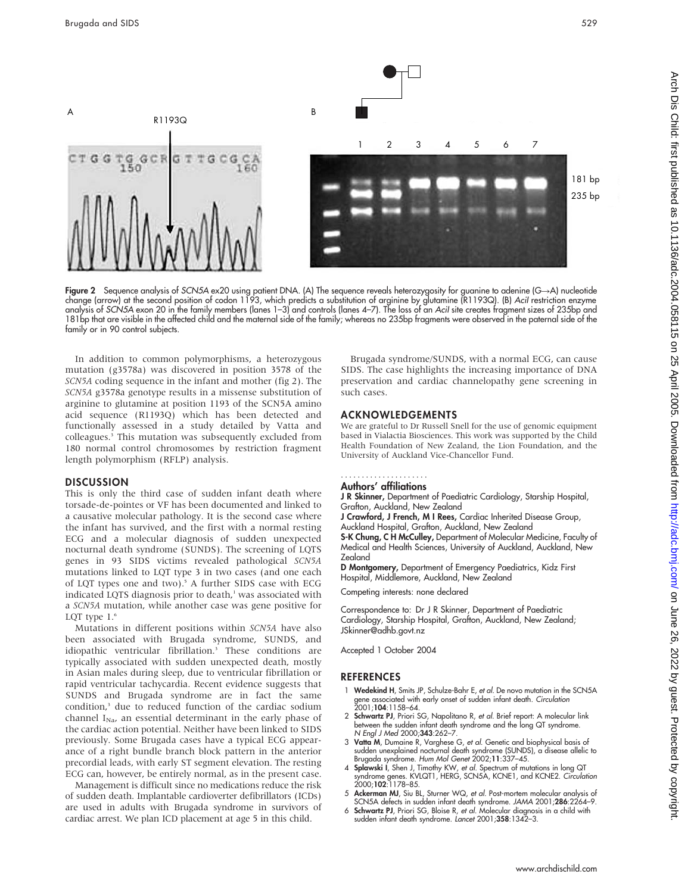A

R1193Q

CTGGTGGCRGTTGCGCA
150 160

B

1 2 3 4 5 6 7

181 bp
235 bp

**Figure 2** Sequence analysis of *SCN5A* ex20 using patient DNA. (A) The sequence reveals heterozygosity for guanine to adenine (G→A) nucleotide change (arrow) at the second position of codon 1193, which predicts a substitution of arginine by glutamine (R1193Q). (B) *AciI* restriction enzyme analysis of *SCN5A* exon 20 in the family members (lanes 1–3) and controls (lanes 4–7). The loss of an *AciI* site creates fragment sizes of 235bp and 181bp that are visible in the affected child and the maternal side of the family; whereas no 235bp fragments were observed in the paternal side of the family or in 90 control subjects.

In addition to common polymorphisms, a heterozygous mutation (g3578a) was discovered in position 3578 of the *SCN5A* coding sequence in the infant and mother (fig 2). The *SCN5A* g3578a genotype results in a missense substitution of arginine to glutamine at position 1193 of the SCN5A amino acid sequence (R1193Q) which has been detected and functionally assessed in a study detailed by Vatta and colleagues.[3] This mutation was subsequently excluded from 180 normal control chromosomes by restriction fragment length polymorphism (RFLP) analysis.

## DISCUSSION

This is only the third case of sudden infant death where torsade-de-pointes or VF has been documented and linked to a causative molecular pathology. It is the second case where the infant has survived, and the first with a normal resting ECG and a molecular diagnosis of sudden unexpected nocturnal death syndrome (SUNDS). The screening of LQTS genes in 93 SIDS victims revealed pathological *SCN5A* mutations linked to LQT type 3 in two cases (and one each of LQT types one and two).[5] A further SIDS case with ECG indicated LQTS diagnosis prior to death,[1] was associated with a *SCN5A* mutation, while another case was gene positive for LQT type 1.[6]

Mutations in different positions within *SCN5A* have also been associated with Brugada syndrome, SUNDS, and idiopathic ventricular fibrillation.[3] These conditions are typically associated with sudden unexpected death, mostly in Asian males during sleep, due to ventricular fibrillation or rapid ventricular tachycardia. Recent evidence suggests that SUNDS and Brugada syndrome are in fact the same condition,[3] due to reduced function of the cardiac sodium channel $I_{Na}$, an essential determinant in the early phase of the cardiac action potential. Neither have been linked to SIDS previously. Some Brugada cases have a typical ECG appearance of a right bundle branch block pattern in the anterior precordial leads, with early ST segment elevation. The resting ECG can, however, be entirely normal, as in the present case.

Management is difficult since no medications reduce the risk of sudden death. Implantable cardioverter defibrillators (ICDs) are used in adults with Brugada syndrome in survivors of cardiac arrest. We plan ICD placement at age 5 in this child.

Brugada syndrome/SUNDS, with a normal ECG, can cause SIDS. The case highlights the increasing importance of DNA preservation and cardiac channelopathy gene screening in such cases.

## ACKNOWLEDGEMENTS

We are grateful to Dr Russell Snell for the use of genomic equipment based in Vialactia Biosciences. This work was supported by the Child Health Foundation of New Zealand, the Lion Foundation, and the University of Auckland Vice-Chancellor Fund.

### Authors' affiliations

**J R Skinner,** Department of Paediatric Cardiology, Starship Hospital, Grafton, Auckland, New Zealand
**J Crawford, J French, M I Rees,** Cardiac Inherited Disease Group, Auckland Hospital, Grafton, Auckland, New Zealand
**S-K Chung, C H McCulley,** Department of Molecular Medicine, Faculty of Medical and Health Sciences, University of Auckland, Auckland, New Zealand
**D Montgomery,** Department of Emergency Paediatrics, Kidz First Hospital, Middlemore, Auckland, New Zealand

Competing interests: none declared

Correspondence to: Dr J R Skinner, Department of Paediatric Cardiology, Starship Hospital, Grafton, Auckland, New Zealand; JSkinner@adhb.govt.nz

Accepted 1 October 2004

## REFERENCES

1. **Wedekind H**, Smits JP, Schulze-Bahr E, *et al*. De novo mutation in the SCN5A gene associated with early onset of sudden infant death. *Circulation* 2001;**104**:1158–64.
2. **Schwartz PJ**, Priori SG, Napolitano R, *et al*. Brief report: A molecular link between the sudden infant death syndrome and the long QT syndrome. *N Engl J Med* 2000;**343**:262–7.
3. **Vatta M**, Dumaine R, Varghese G, *et al*. Genetic and biophysical basis of sudden unexplained nocturnal death syndrome (SUNDS), a disease allelic to Brugada syndrome. *Hum Mol Genet* 2002;**11**:337–45.
4. **Splawski I**, Shen J, Timothy KW, *et al*. Spectrum of mutations in long QT syndrome genes. KVLQT1, HERG, SCN5A, KCNE1, and KCNE2. *Circulation* 2000;**102**:1178–85.
5. **Ackerman MJ**, Siu BL, Sturner WQ, *et al*. Post-mortem molecular analysis of SCN5A defects in sudden infant death syndrome. *JAMA* 2001;**286**:2264–9.
6. **Schwartz PJ**, Priori SG, Bloise R, *et al*. Molecular diagnosis in a child with sudden infant death syndrome. *Lancet* 2001;**358**:1342–3.